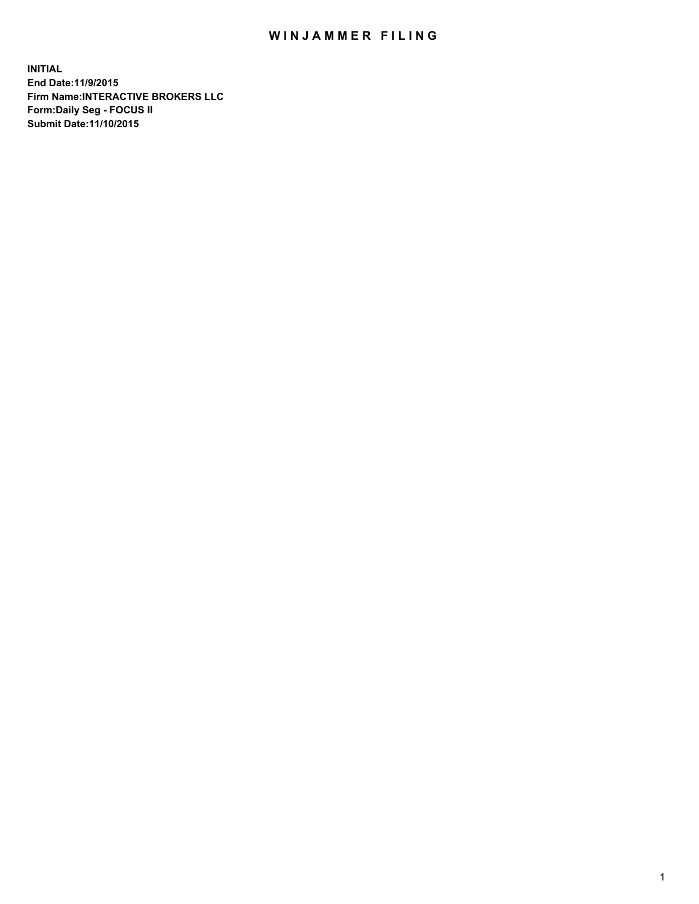# WINJAMMER FILING

**INITIAL**
**End Date:11/9/2015**
**Firm Name:INTERACTIVE BROKERS LLC**
**Form:Daily Seg - FOCUS II**
**Submit Date:11/10/2015**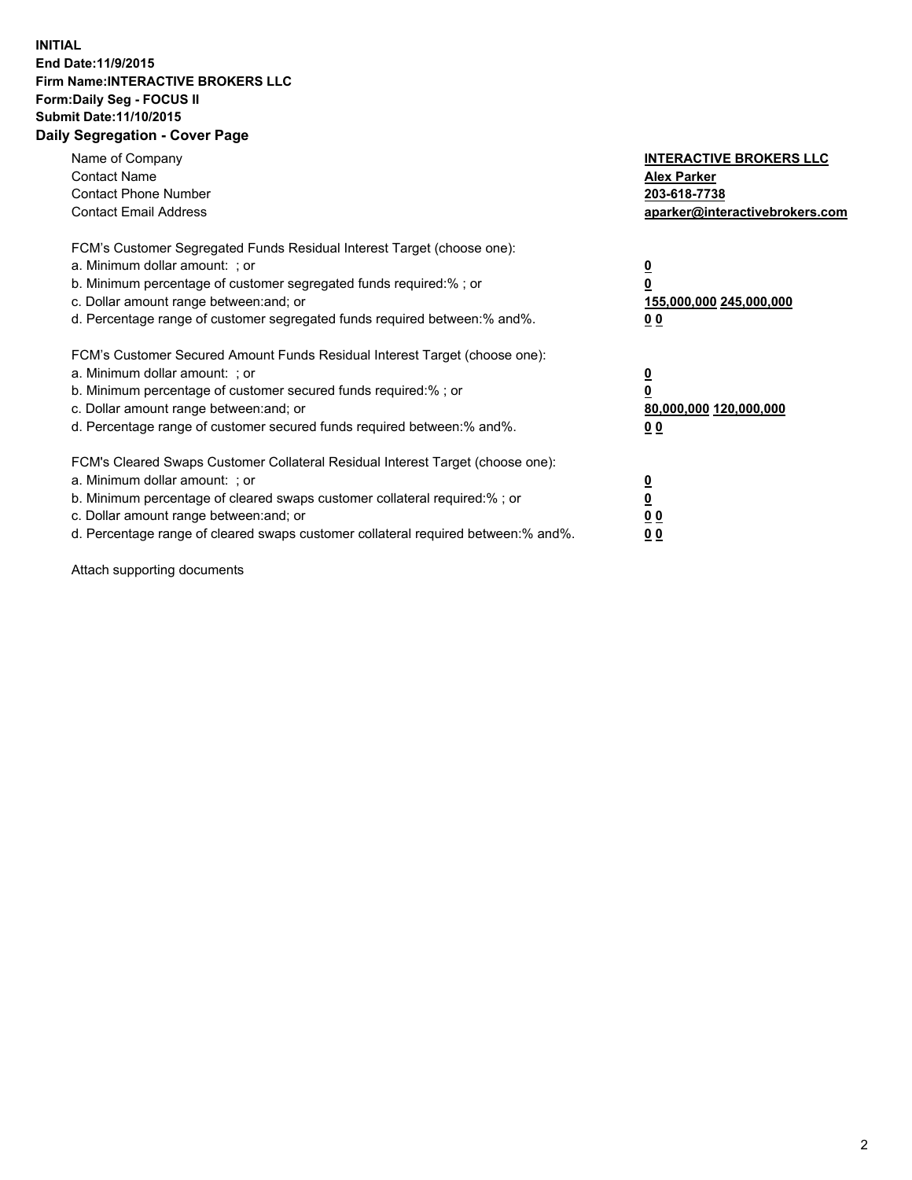**INITIAL**
**End Date:11/9/2015**
**Firm Name:INTERACTIVE BROKERS LLC**
**Form:Daily Seg - FOCUS II**
**Submit Date:11/10/2015**

## Daily Segregation - Cover Page

| | |
|---|---|
| Name of Company | **INTERACTIVE BROKERS LLC** |
| Contact Name | **Alex Parker** |
| Contact Phone Number | **203-618-7738** |
| Contact Email Address | **aparker@interactivebrokers.com** |

FCM's Customer Segregated Funds Residual Interest Target (choose one):

| | |
|---|---|
| a. Minimum dollar amount: ; or | **0** |
| b. Minimum percentage of customer segregated funds required:% ; or | **0** |
| c. Dollar amount range between:and; or | **155,000,000 245,000,000** |
| d. Percentage range of customer segregated funds required between:% and%. | **0 0** |

FCM's Customer Secured Amount Funds Residual Interest Target (choose one):

| | |
|---|---|
| a. Minimum dollar amount: ; or | **0** |
| b. Minimum percentage of customer secured funds required:% ; or | **0** |
| c. Dollar amount range between:and; or | **80,000,000 120,000,000** |
| d. Percentage range of customer secured funds required between:% and%. | **0 0** |

FCM's Cleared Swaps Customer Collateral Residual Interest Target (choose one):

| | |
|---|---|
| a. Minimum dollar amount: ; or | **0** |
| b. Minimum percentage of cleared swaps customer collateral required:% ; or | **0** |
| c. Dollar amount range between:and; or | **0 0** |
| d. Percentage range of cleared swaps customer collateral required between:% and%. | **0 0** |

Attach supporting documents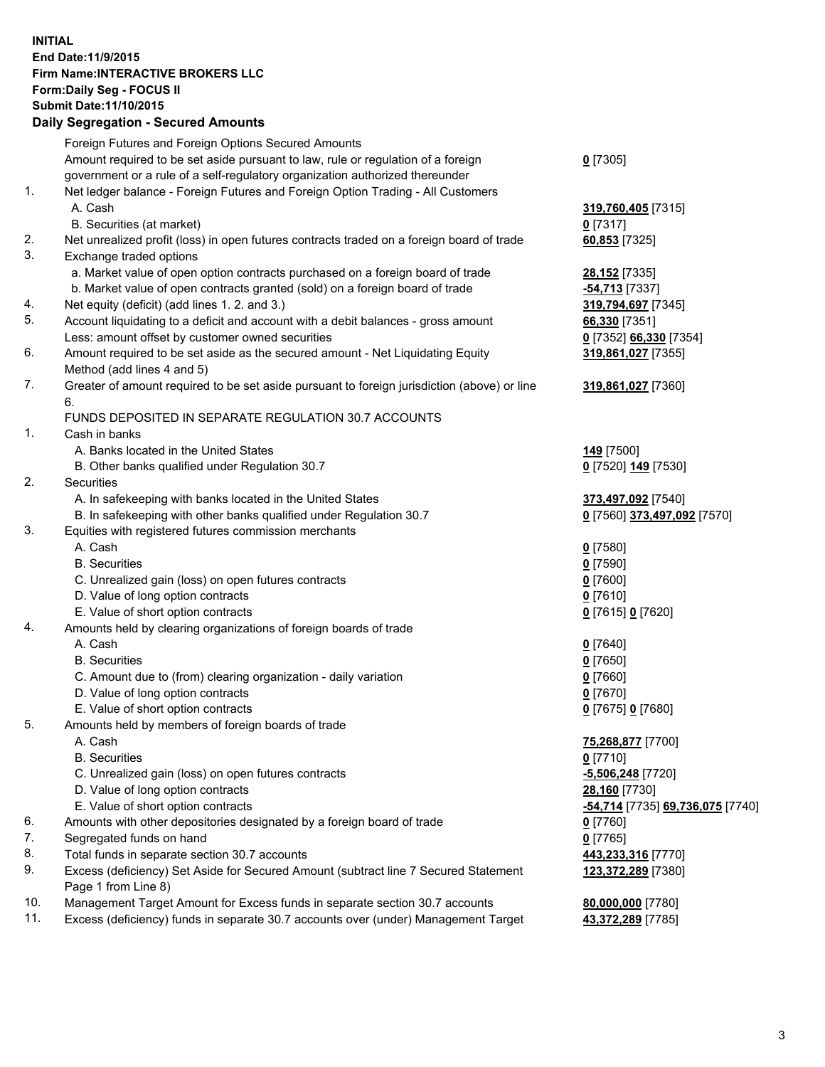**INITIAL**
**End Date:11/9/2015**
**Firm Name:INTERACTIVE BROKERS LLC**
**Form:Daily Seg - FOCUS II**
**Submit Date:11/10/2015**
**Daily Segregation - Secured Amounts**

| | | |
|---|---|---|
| | Foreign Futures and Foreign Options Secured Amounts | |
| | Amount required to be set aside pursuant to law, rule or regulation of a foreign government or a rule of a self-regulatory organization authorized thereunder | **0** [7305] |
| 1. | Net ledger balance - Foreign Futures and Foreign Option Trading - All Customers | |
| | A. Cash | **319,760,405** [7315] |
| | B. Securities (at market) | **0** [7317] |
| 2. | Net unrealized profit (loss) in open futures contracts traded on a foreign board of trade | **60,853** [7325] |
| 3. | Exchange traded options | |
| | a. Market value of open option contracts purchased on a foreign board of trade | **28,152** [7335] |
| | b. Market value of open contracts granted (sold) on a foreign board of trade | **-54,713** [7337] |
| 4. | Net equity (deficit) (add lines 1. 2. and 3.) | **319,794,697** [7345] |
| 5. | Account liquidating to a deficit and account with a debit balances - gross amount | **66,330** [7351] |
| | Less: amount offset by customer owned securities | **0** [7352] **66,330** [7354] |
| 6. | Amount required to be set aside as the secured amount - Net Liquidating Equity Method (add lines 4 and 5) | **319,861,027** [7355] |
| 7. | Greater of amount required to be set aside pursuant to foreign jurisdiction (above) or line 6. | **319,861,027** [7360] |
| | FUNDS DEPOSITED IN SEPARATE REGULATION 30.7 ACCOUNTS | |
| 1. | Cash in banks | |
| | A. Banks located in the United States | **149** [7500] |
| | B. Other banks qualified under Regulation 30.7 | **0** [7520] **149** [7530] |
| 2. | Securities | |
| | A. In safekeeping with banks located in the United States | **373,497,092** [7540] |
| | B. In safekeeping with other banks qualified under Regulation 30.7 | **0** [7560] **373,497,092** [7570] |
| 3. | Equities with registered futures commission merchants | |
| | A. Cash | **0** [7580] |
| | B. Securities | **0** [7590] |
| | C. Unrealized gain (loss) on open futures contracts | **0** [7600] |
| | D. Value of long option contracts | **0** [7610] |
| | E. Value of short option contracts | **0** [7615] **0** [7620] |
| 4. | Amounts held by clearing organizations of foreign boards of trade | |
| | A. Cash | **0** [7640] |
| | B. Securities | **0** [7650] |
| | C. Amount due to (from) clearing organization - daily variation | **0** [7660] |
| | D. Value of long option contracts | **0** [7670] |
| | E. Value of short option contracts | **0** [7675] **0** [7680] |
| 5. | Amounts held by members of foreign boards of trade | |
| | A. Cash | **75,268,877** [7700] |
| | B. Securities | **0** [7710] |
| | C. Unrealized gain (loss) on open futures contracts | **-5,506,248** [7720] |
| | D. Value of long option contracts | **28,160** [7730] |
| | E. Value of short option contracts | **-54,714** [7735] **69,736,075** [7740] |
| 6. | Amounts with other depositories designated by a foreign board of trade | **0** [7760] |
| 7. | Segregated funds on hand | **0** [7765] |
| 8. | Total funds in separate section 30.7 accounts | **443,233,316** [7770] |
| 9. | Excess (deficiency) Set Aside for Secured Amount (subtract line 7 Secured Statement Page 1 from Line 8) | **123,372,289** [7380] |
| 10. | Management Target Amount for Excess funds in separate section 30.7 accounts | **80,000,000** [7780] |
| 11. | Excess (deficiency) funds in separate 30.7 accounts over (under) Management Target | **43,372,289** [7785] |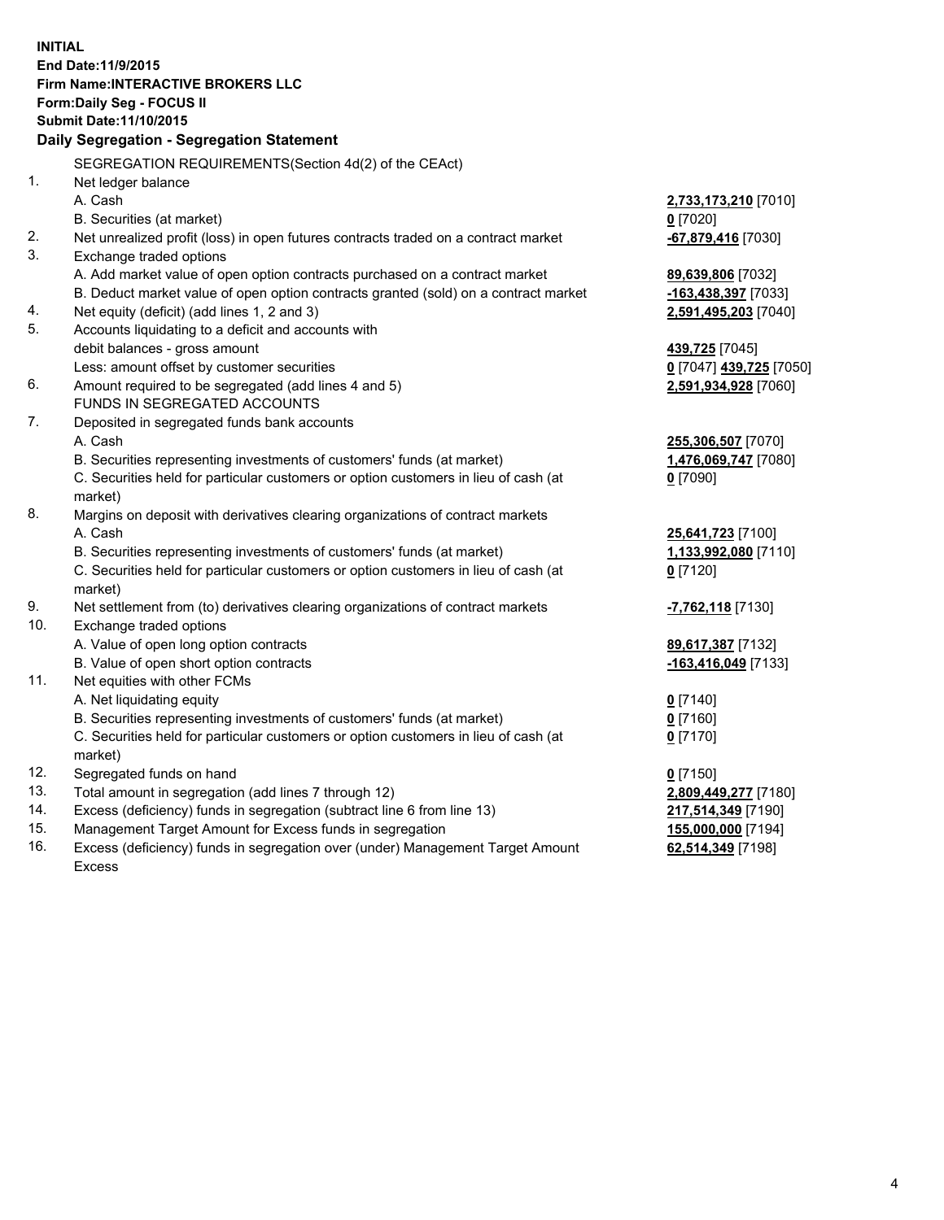**INITIAL**
**End Date:11/9/2015**
**Firm Name:INTERACTIVE BROKERS LLC**
**Form:Daily Seg - FOCUS II**
**Submit Date:11/10/2015**

**Daily Segregation - Segregation Statement**

SEGREGATION REQUIREMENTS(Section 4d(2) of the CEAct)

| | | |
|---|---|---|
| 1. | Net ledger balance | |
| | A. Cash | **2,733,173,210** [7010] |
| | B. Securities (at market) | **0** [7020] |
| 2. | Net unrealized profit (loss) in open futures contracts traded on a contract market | **-67,879,416** [7030] |
| 3. | Exchange traded options | |
| | A. Add market value of open option contracts purchased on a contract market | **89,639,806** [7032] |
| | B. Deduct market value of open option contracts granted (sold) on a contract market | **-163,438,397** [7033] |
| 4. | Net equity (deficit) (add lines 1, 2 and 3) | **2,591,495,203** [7040] |
| 5. | Accounts liquidating to a deficit and accounts with debit balances - gross amount | **439,725** [7045] |
| | Less: amount offset by customer securities | **0** [7047] **439,725** [7050] |
| 6. | Amount required to be segregated (add lines 4 and 5) | **2,591,934,928** [7060] |
| | FUNDS IN SEGREGATED ACCOUNTS | |
| 7. | Deposited in segregated funds bank accounts | |
| | A. Cash | **255,306,507** [7070] |
| | B. Securities representing investments of customers' funds (at market) | **1,476,069,747** [7080] |
| | C. Securities held for particular customers or option customers in lieu of cash (at market) | **0** [7090] |
| 8. | Margins on deposit with derivatives clearing organizations of contract markets | |
| | A. Cash | **25,641,723** [7100] |
| | B. Securities representing investments of customers' funds (at market) | **1,133,992,080** [7110] |
| | C. Securities held for particular customers or option customers in lieu of cash (at market) | **0** [7120] |
| 9. | Net settlement from (to) derivatives clearing organizations of contract markets | **-7,762,118** [7130] |
| 10. | Exchange traded options | |
| | A. Value of open long option contracts | **89,617,387** [7132] |
| | B. Value of open short option contracts | **-163,416,049** [7133] |
| 11. | Net equities with other FCMs | |
| | A. Net liquidating equity | **0** [7140] |
| | B. Securities representing investments of customers' funds (at market) | **0** [7160] |
| | C. Securities held for particular customers or option customers in lieu of cash (at market) | **0** [7170] |
| 12. | Segregated funds on hand | **0** [7150] |
| 13. | Total amount in segregation (add lines 7 through 12) | **2,809,449,277** [7180] |
| 14. | Excess (deficiency) funds in segregation (subtract line 6 from line 13) | **217,514,349** [7190] |
| 15. | Management Target Amount for Excess funds in segregation | **155,000,000** [7194] |
| 16. | Excess (deficiency) funds in segregation over (under) Management Target Amount Excess | **62,514,349** [7198] |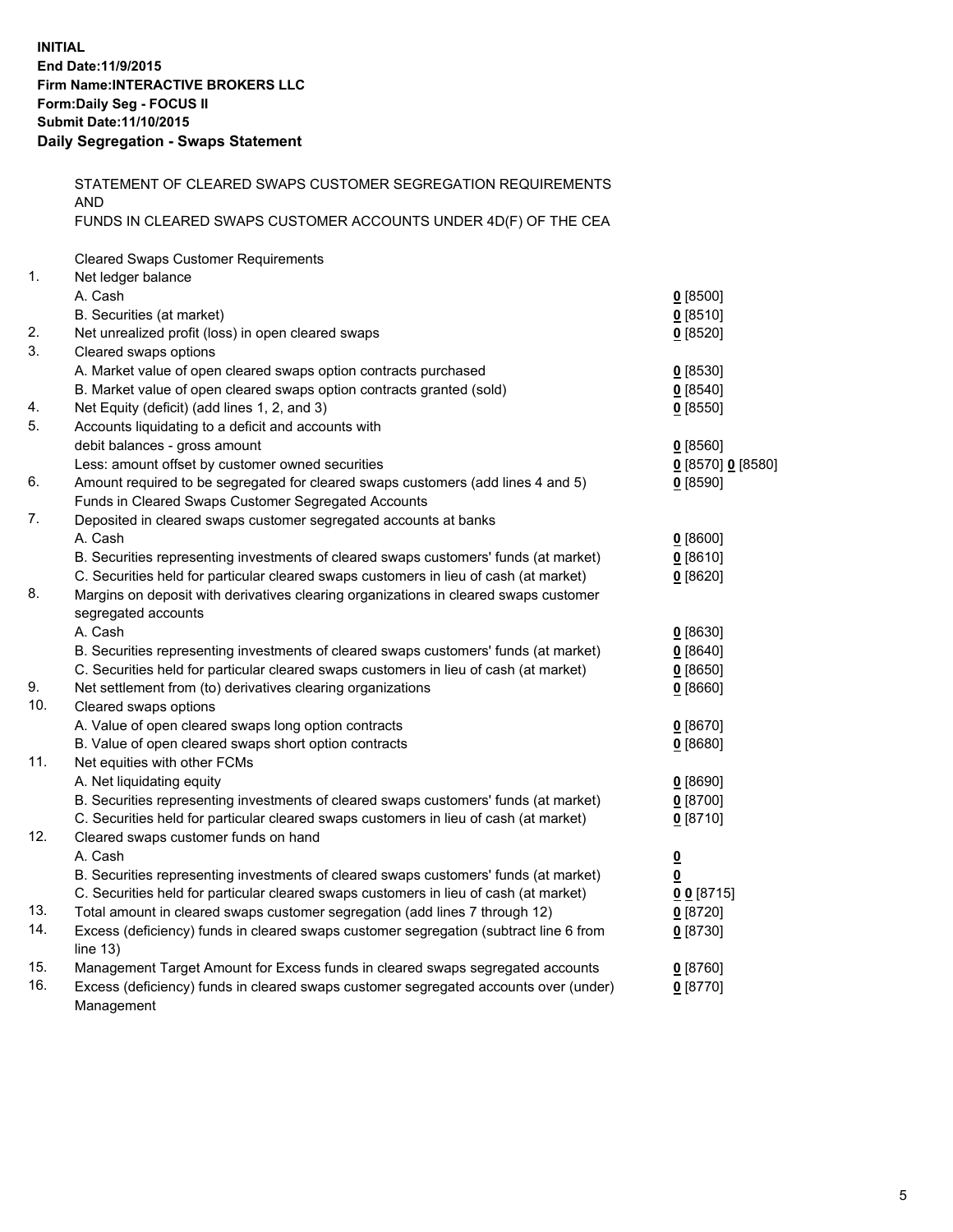**INITIAL**
**End Date:11/9/2015**
**Firm Name:INTERACTIVE BROKERS LLC**
**Form:Daily Seg - FOCUS II**
**Submit Date:11/10/2015**
**Daily Segregation - Swaps Statement**

STATEMENT OF CLEARED SWAPS CUSTOMER SEGREGATION REQUIREMENTS AND FUNDS IN CLEARED SWAPS CUSTOMER ACCOUNTS UNDER 4D(F) OF THE CEA

| | | |
|---|---|---|
| | Cleared Swaps Customer Requirements | |
| 1. | Net ledger balance | |
| | A. Cash | 0 [8500] |
| | B. Securities (at market) | 0 [8510] |
| 2. | Net unrealized profit (loss) in open cleared swaps | 0 [8520] |
| 3. | Cleared swaps options | |
| | A. Market value of open cleared swaps option contracts purchased | 0 [8530] |
| | B. Market value of open cleared swaps option contracts granted (sold) | 0 [8540] |
| 4. | Net Equity (deficit) (add lines 1, 2, and 3) | 0 [8550] |
| 5. | Accounts liquidating to a deficit and accounts with debit balances - gross amount | 0 [8560] |
| | Less: amount offset by customer owned securities | 0 [8570] 0 [8580] |
| 6. | Amount required to be segregated for cleared swaps customers (add lines 4 and 5) | 0 [8590] |
| | Funds in Cleared Swaps Customer Segregated Accounts | |
| 7. | Deposited in cleared swaps customer segregated accounts at banks | |
| | A. Cash | 0 [8600] |
| | B. Securities representing investments of cleared swaps customers' funds (at market) | 0 [8610] |
| | C. Securities held for particular cleared swaps customers in lieu of cash (at market) | 0 [8620] |
| 8. | Margins on deposit with derivatives clearing organizations in cleared swaps customer segregated accounts | |
| | A. Cash | 0 [8630] |
| | B. Securities representing investments of cleared swaps customers' funds (at market) | 0 [8640] |
| | C. Securities held for particular cleared swaps customers in lieu of cash (at market) | 0 [8650] |
| 9. | Net settlement from (to) derivatives clearing organizations | 0 [8660] |
| 10. | Cleared swaps options | |
| | A. Value of open cleared swaps long option contracts | 0 [8670] |
| | B. Value of open cleared swaps short option contracts | 0 [8680] |
| 11. | Net equities with other FCMs | |
| | A. Net liquidating equity | 0 [8690] |
| | B. Securities representing investments of cleared swaps customers' funds (at market) | 0 [8700] |
| | C. Securities held for particular cleared swaps customers in lieu of cash (at market) | 0 [8710] |
| 12. | Cleared swaps customer funds on hand | |
| | A. Cash | 0 |
| | B. Securities representing investments of cleared swaps customers' funds (at market) | 0 |
| | C. Securities held for particular cleared swaps customers in lieu of cash (at market) | 0 0 [8715] |
| 13. | Total amount in cleared swaps customer segregation (add lines 7 through 12) | 0 [8720] |
| 14. | Excess (deficiency) funds in cleared swaps customer segregation (subtract line 6 from line 13) | 0 [8730] |
| 15. | Management Target Amount for Excess funds in cleared swaps segregated accounts | 0 [8760] |
| 16. | Excess (deficiency) funds in cleared swaps customer segregated accounts over (under) Management | 0 [8770] |